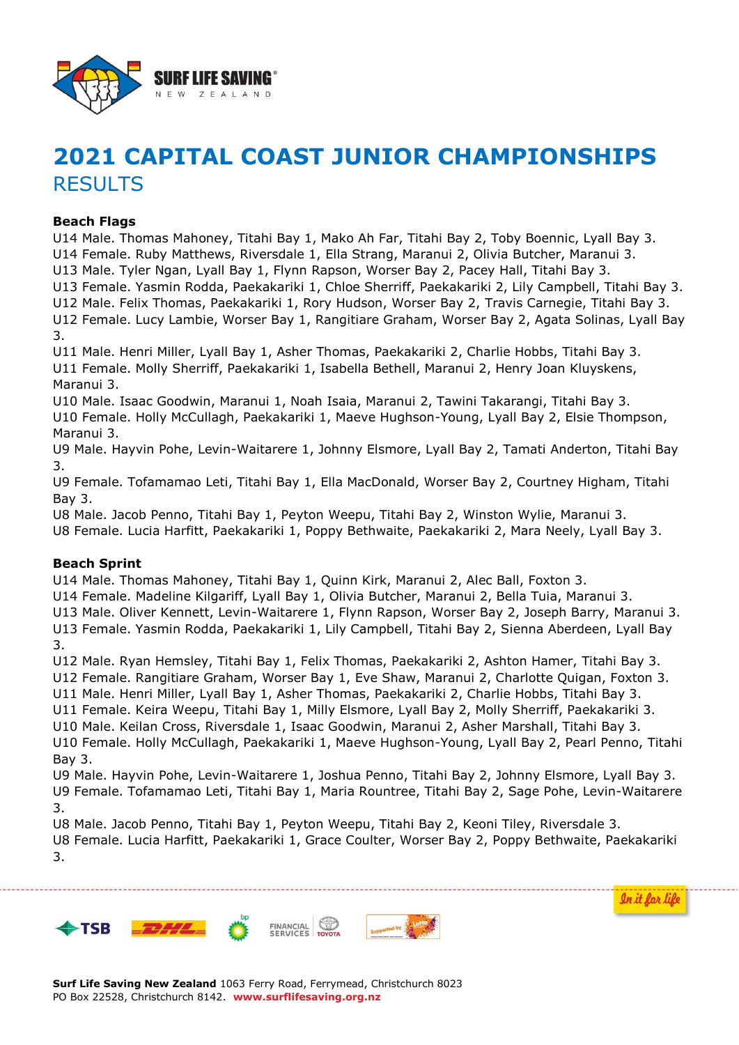# 2021 CAPITAL COAST JUNIOR CHAMPIONSHIPS

## RESULTS

**Beach Flags**

U14 Male. Thomas Mahoney, Titahi Bay 1, Mako Ah Far, Titahi Bay 2, Toby Boennic, Lyall Bay 3.
U14 Female. Ruby Matthews, Riversdale 1, Ella Strang, Maranui 2, Olivia Butcher, Maranui 3.
U13 Male. Tyler Ngan, Lyall Bay 1, Flynn Rapson, Worser Bay 2, Pacey Hall, Titahi Bay 3.
U13 Female. Yasmin Rodda, Paekakariki 1, Chloe Sherriff, Paekakariki 2, Lily Campbell, Titahi Bay 3.
U12 Male. Felix Thomas, Paekakariki 1, Rory Hudson, Worser Bay 2, Travis Carnegie, Titahi Bay 3.
U12 Female. Lucy Lambie, Worser Bay 1, Rangitiare Graham, Worser Bay 2, Agata Solinas, Lyall Bay 3.
U11 Male. Henri Miller, Lyall Bay 1, Asher Thomas, Paekakariki 2, Charlie Hobbs, Titahi Bay 3.
U11 Female. Molly Sherriff, Paekakariki 1, Isabella Bethell, Maranui 2, Henry Joan Kluyskens, Maranui 3.
U10 Male. Isaac Goodwin, Maranui 1, Noah Isaia, Maranui 2, Tawini Takarangi, Titahi Bay 3.
U10 Female. Holly McCullagh, Paekakariki 1, Maeve Hughson-Young, Lyall Bay 2, Elsie Thompson, Maranui 3.
U9 Male. Hayvin Pohe, Levin-Waitarere 1, Johnny Elsmore, Lyall Bay 2, Tamati Anderton, Titahi Bay 3.
U9 Female. Tofamamao Leti, Titahi Bay 1, Ella MacDonald, Worser Bay 2, Courtney Higham, Titahi Bay 3.
U8 Male. Jacob Penno, Titahi Bay 1, Peyton Weepu, Titahi Bay 2, Winston Wylie, Maranui 3.
U8 Female. Lucia Harfitt, Paekakariki 1, Poppy Bethwaite, Paekakariki 2, Mara Neely, Lyall Bay 3.

**Beach Sprint**

U14 Male. Thomas Mahoney, Titahi Bay 1, Quinn Kirk, Maranui 2, Alec Ball, Foxton 3.
U14 Female. Madeline Kilgariff, Lyall Bay 1, Olivia Butcher, Maranui 2, Bella Tuia, Maranui 3.
U13 Male. Oliver Kennett, Levin-Waitarere 1, Flynn Rapson, Worser Bay 2, Joseph Barry, Maranui 3.
U13 Female. Yasmin Rodda, Paekakariki 1, Lily Campbell, Titahi Bay 2, Sienna Aberdeen, Lyall Bay 3.
U12 Male. Ryan Hemsley, Titahi Bay 1, Felix Thomas, Paekakariki 2, Ashton Hamer, Titahi Bay 3.
U12 Female. Rangitiare Graham, Worser Bay 1, Eve Shaw, Maranui 2, Charlotte Quigan, Foxton 3.
U11 Male. Henri Miller, Lyall Bay 1, Asher Thomas, Paekakariki 2, Charlie Hobbs, Titahi Bay 3.
U11 Female. Keira Weepu, Titahi Bay 1, Milly Elsmore, Lyall Bay 2, Molly Sherriff, Paekakariki 3.
U10 Male. Keilan Cross, Riversdale 1, Isaac Goodwin, Maranui 2, Asher Marshall, Titahi Bay 3.
U10 Female. Holly McCullagh, Paekakariki 1, Maeve Hughson-Young, Lyall Bay 2, Pearl Penno, Titahi Bay 3.
U9 Male. Hayvin Pohe, Levin-Waitarere 1, Joshua Penno, Titahi Bay 2, Johnny Elsmore, Lyall Bay 3.
U9 Female. Tofamamao Leti, Titahi Bay 1, Maria Rountree, Titahi Bay 2, Sage Pohe, Levin-Waitarere 3.
U8 Male. Jacob Penno, Titahi Bay 1, Peyton Weepu, Titahi Bay 2, Keoni Tiley, Riversdale 3.
U8 Female. Lucia Harfitt, Paekakariki 1, Grace Coulter, Worser Bay 2, Poppy Bethwaite, Paekakariki 3.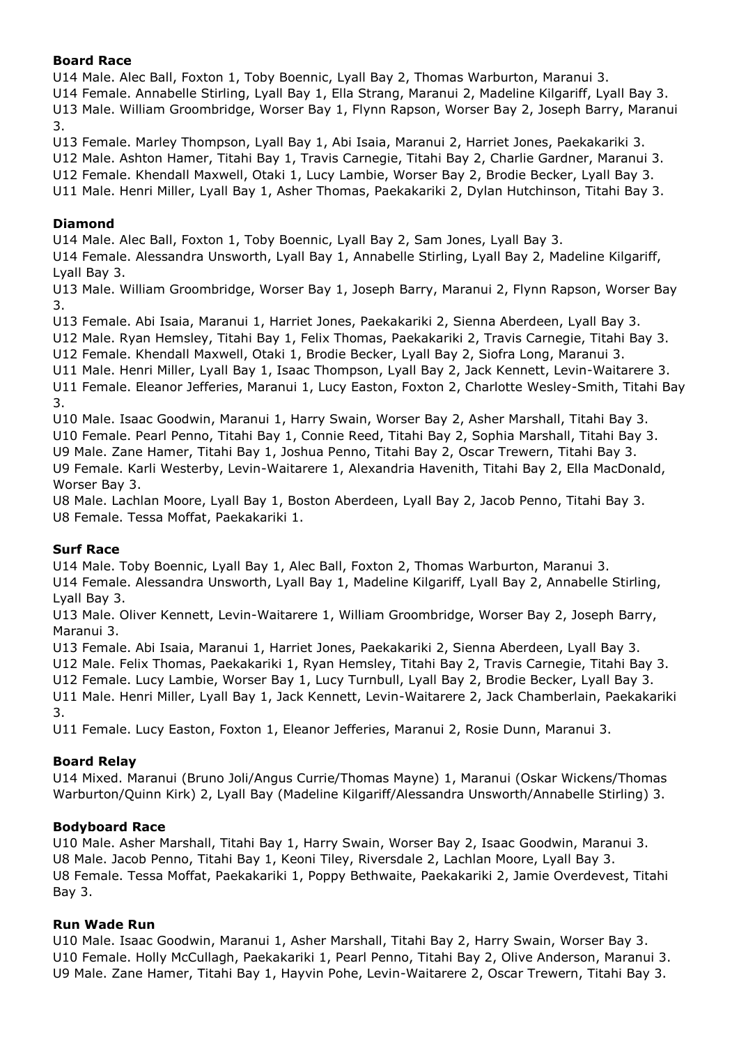**Board Race**

U14 Male. Alec Ball, Foxton 1, Toby Boennic, Lyall Bay 2, Thomas Warburton, Maranui 3.
U14 Female. Annabelle Stirling, Lyall Bay 1, Ella Strang, Maranui 2, Madeline Kilgariff, Lyall Bay 3.
U13 Male. William Groombridge, Worser Bay 1, Flynn Rapson, Worser Bay 2, Joseph Barry, Maranui 3.
U13 Female. Marley Thompson, Lyall Bay 1, Abi Isaia, Maranui 2, Harriet Jones, Paekakariki 3.
U12 Male. Ashton Hamer, Titahi Bay 1, Travis Carnegie, Titahi Bay 2, Charlie Gardner, Maranui 3.
U12 Female. Khendall Maxwell, Otaki 1, Lucy Lambie, Worser Bay 2, Brodie Becker, Lyall Bay 3.
U11 Male. Henri Miller, Lyall Bay 1, Asher Thomas, Paekakariki 2, Dylan Hutchinson, Titahi Bay 3.

**Diamond**

U14 Male. Alec Ball, Foxton 1, Toby Boennic, Lyall Bay 2, Sam Jones, Lyall Bay 3.
U14 Female. Alessandra Unsworth, Lyall Bay 1, Annabelle Stirling, Lyall Bay 2, Madeline Kilgariff, Lyall Bay 3.
U13 Male. William Groombridge, Worser Bay 1, Joseph Barry, Maranui 2, Flynn Rapson, Worser Bay 3.
U13 Female. Abi Isaia, Maranui 1, Harriet Jones, Paekakariki 2, Sienna Aberdeen, Lyall Bay 3.
U12 Male. Ryan Hemsley, Titahi Bay 1, Felix Thomas, Paekakariki 2, Travis Carnegie, Titahi Bay 3.
U12 Female. Khendall Maxwell, Otaki 1, Brodie Becker, Lyall Bay 2, Siofra Long, Maranui 3.
U11 Male. Henri Miller, Lyall Bay 1, Isaac Thompson, Lyall Bay 2, Jack Kennett, Levin-Waitarere 3.
U11 Female. Eleanor Jefferies, Maranui 1, Lucy Easton, Foxton 2, Charlotte Wesley-Smith, Titahi Bay 3.
U10 Male. Isaac Goodwin, Maranui 1, Harry Swain, Worser Bay 2, Asher Marshall, Titahi Bay 3.
U10 Female. Pearl Penno, Titahi Bay 1, Connie Reed, Titahi Bay 2, Sophia Marshall, Titahi Bay 3.
U9 Male. Zane Hamer, Titahi Bay 1, Joshua Penno, Titahi Bay 2, Oscar Trewern, Titahi Bay 3.
U9 Female. Karli Westerby, Levin-Waitarere 1, Alexandria Havenith, Titahi Bay 2, Ella MacDonald, Worser Bay 3.
U8 Male. Lachlan Moore, Lyall Bay 1, Boston Aberdeen, Lyall Bay 2, Jacob Penno, Titahi Bay 3.
U8 Female. Tessa Moffat, Paekakariki 1.

**Surf Race**

U14 Male. Toby Boennic, Lyall Bay 1, Alec Ball, Foxton 2, Thomas Warburton, Maranui 3.
U14 Female. Alessandra Unsworth, Lyall Bay 1, Madeline Kilgariff, Lyall Bay 2, Annabelle Stirling, Lyall Bay 3.
U13 Male. Oliver Kennett, Levin-Waitarere 1, William Groombridge, Worser Bay 2, Joseph Barry, Maranui 3.
U13 Female. Abi Isaia, Maranui 1, Harriet Jones, Paekakariki 2, Sienna Aberdeen, Lyall Bay 3.
U12 Male. Felix Thomas, Paekakariki 1, Ryan Hemsley, Titahi Bay 2, Travis Carnegie, Titahi Bay 3.
U12 Female. Lucy Lambie, Worser Bay 1, Lucy Turnbull, Lyall Bay 2, Brodie Becker, Lyall Bay 3.
U11 Male. Henri Miller, Lyall Bay 1, Jack Kennett, Levin-Waitarere 2, Jack Chamberlain, Paekakariki 3.
U11 Female. Lucy Easton, Foxton 1, Eleanor Jefferies, Maranui 2, Rosie Dunn, Maranui 3.

**Board Relay**

U14 Mixed. Maranui (Bruno Joli/Angus Currie/Thomas Mayne) 1, Maranui (Oskar Wickens/Thomas Warburton/Quinn Kirk) 2, Lyall Bay (Madeline Kilgariff/Alessandra Unsworth/Annabelle Stirling) 3.

**Bodyboard Race**

U10 Male. Asher Marshall, Titahi Bay 1, Harry Swain, Worser Bay 2, Isaac Goodwin, Maranui 3.
U8 Male. Jacob Penno, Titahi Bay 1, Keoni Tiley, Riversdale 2, Lachlan Moore, Lyall Bay 3.
U8 Female. Tessa Moffat, Paekakariki 1, Poppy Bethwaite, Paekakariki 2, Jamie Overdevest, Titahi Bay 3.

**Run Wade Run**

U10 Male. Isaac Goodwin, Maranui 1, Asher Marshall, Titahi Bay 2, Harry Swain, Worser Bay 3.
U10 Female. Holly McCullagh, Paekakariki 1, Pearl Penno, Titahi Bay 2, Olive Anderson, Maranui 3.
U9 Male. Zane Hamer, Titahi Bay 1, Hayvin Pohe, Levin-Waitarere 2, Oscar Trewern, Titahi Bay 3.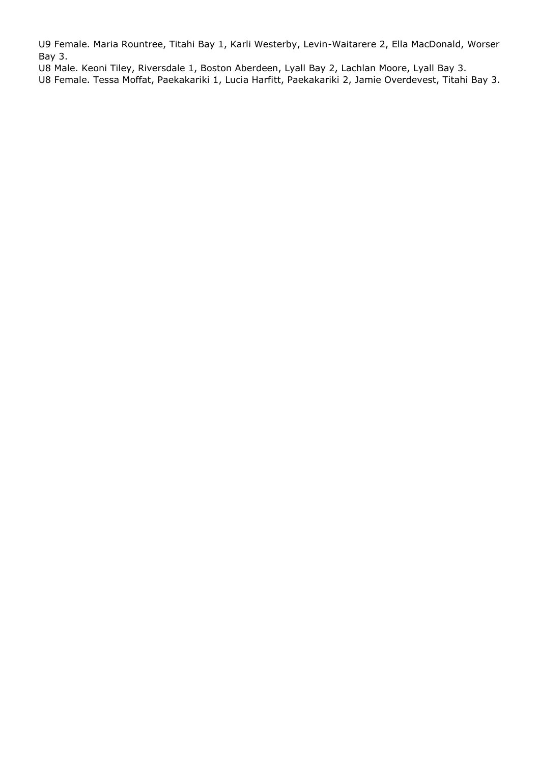U9 Female. Maria Rountree, Titahi Bay 1, Karli Westerby, Levin-Waitarere 2, Ella MacDonald, Worser Bay 3.

U8 Male. Keoni Tiley, Riversdale 1, Boston Aberdeen, Lyall Bay 2, Lachlan Moore, Lyall Bay 3.

U8 Female. Tessa Moffat, Paekakariki 1, Lucia Harfitt, Paekakariki 2, Jamie Overdevest, Titahi Bay 3.